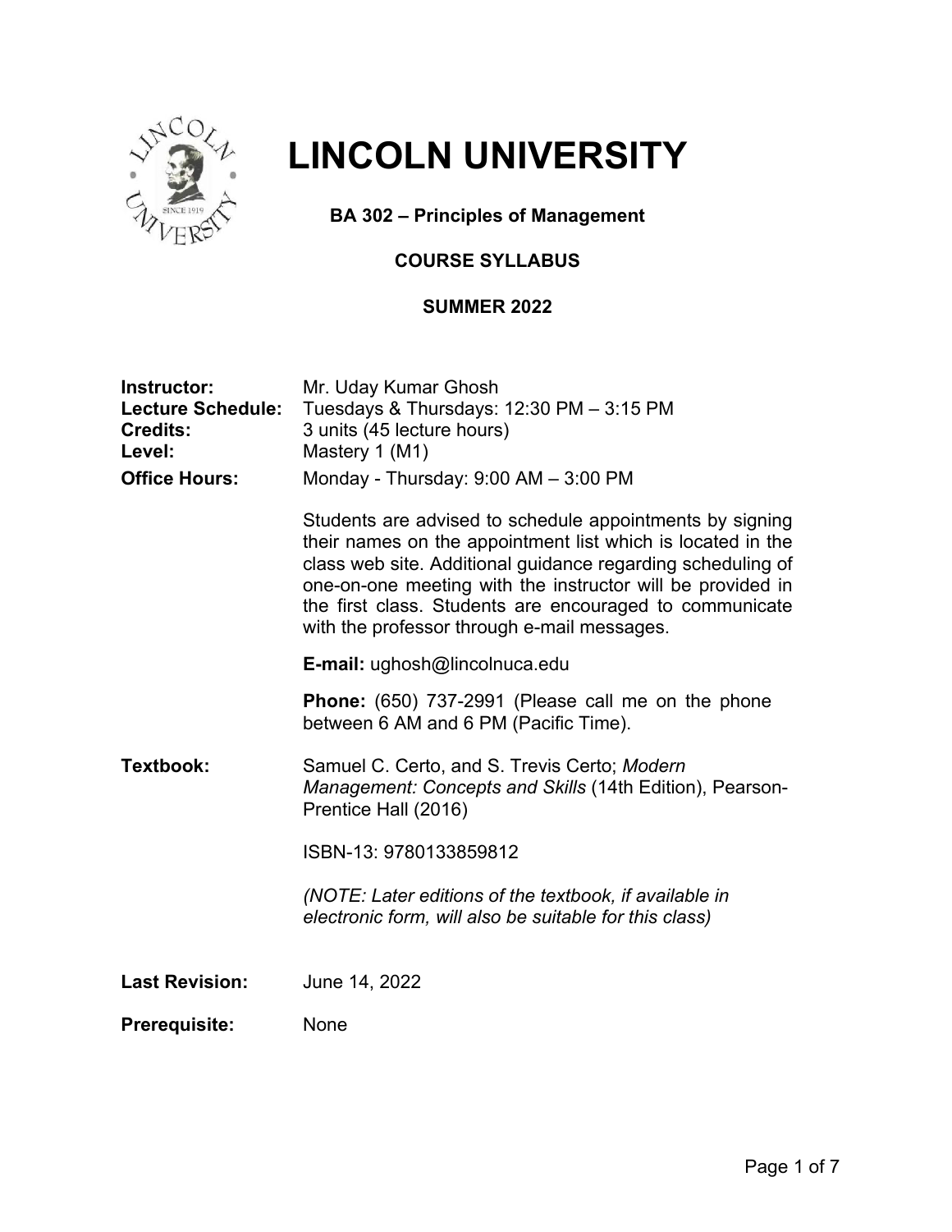# LINCOLN UNIVERSITY

**BA 302 – Principles of Management**

**COURSE SYLLABUS**

**SUMMER 2022**

**Instructor:** Mr. Uday Kumar Ghosh
**Lecture Schedule:** Tuesdays & Thursdays: 12:30 PM – 3:15 PM
**Credits:** 3 units (45 lecture hours)
**Level:** Mastery 1 (M1)
**Office Hours:** Monday - Thursday: 9:00 AM – 3:00 PM

Students are advised to schedule appointments by signing their names on the appointment list which is located in the class web site. Additional guidance regarding scheduling of one-on-one meeting with the instructor will be provided in the first class. Students are encouraged to communicate with the professor through e-mail messages.

**E-mail:** ughosh@lincolnuca.edu

**Phone:** (650) 737-2991 (Please call me on the phone between 6 AM and 6 PM (Pacific Time).

**Textbook:** Samuel C. Certo, and S. Trevis Certo; *Modern Management: Concepts and Skills* (14th Edition), Pearson-Prentice Hall (2016)

ISBN-13: 9780133859812

*(NOTE: Later editions of the textbook, if available in electronic form, will also be suitable for this class)*

**Last Revision:** June 14, 2022

**Prerequisite:** None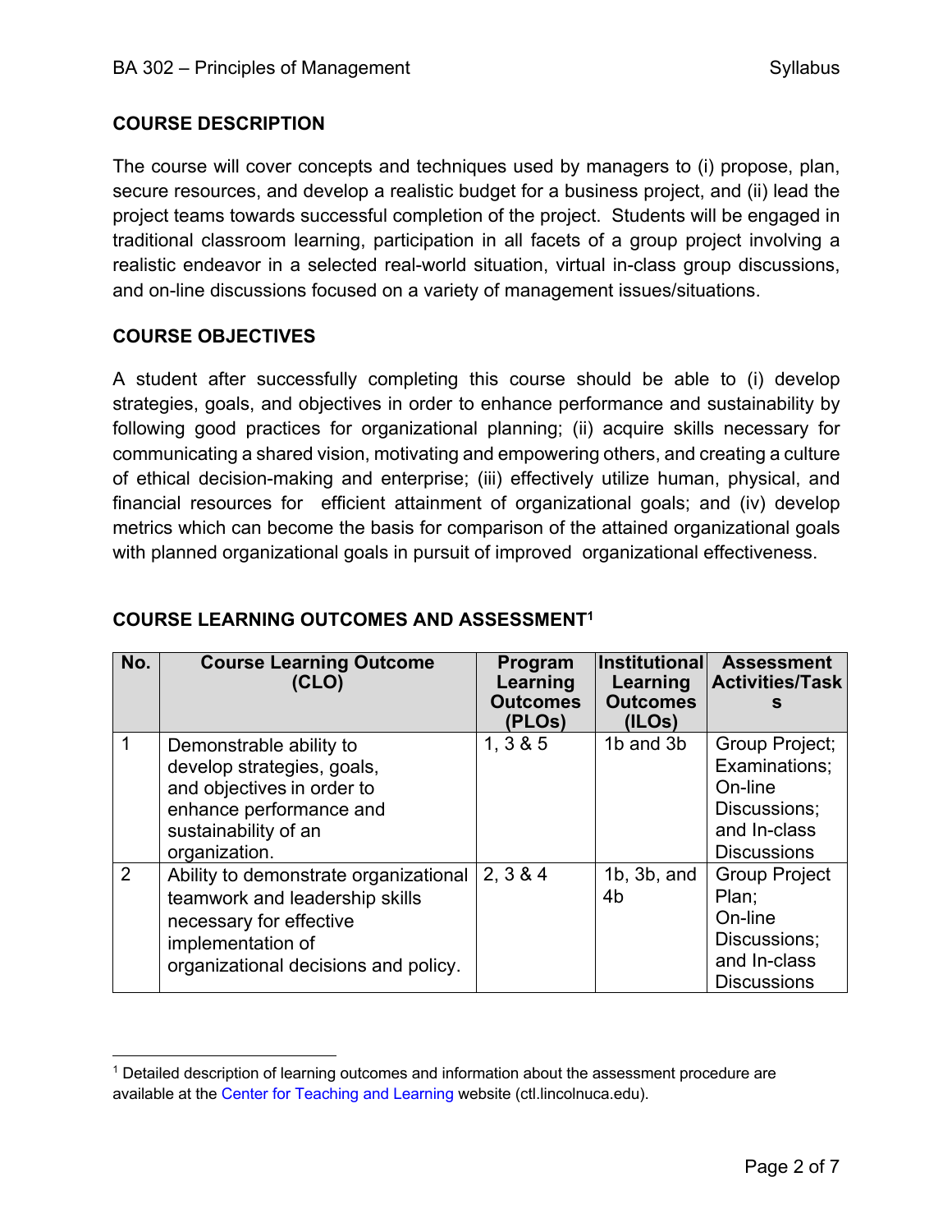## COURSE DESCRIPTION

The course will cover concepts and techniques used by managers to (i) propose, plan, secure resources, and develop a realistic budget for a business project, and (ii) lead the project teams towards successful completion of the project. Students will be engaged in traditional classroom learning, participation in all facets of a group project involving a realistic endeavor in a selected real-world situation, virtual in-class group discussions, and on-line discussions focused on a variety of management issues/situations.

## COURSE OBJECTIVES

A student after successfully completing this course should be able to (i) develop strategies, goals, and objectives in order to enhance performance and sustainability by following good practices for organizational planning; (ii) acquire skills necessary for communicating a shared vision, motivating and empowering others, and creating a culture of ethical decision-making and enterprise; (iii) effectively utilize human, physical, and financial resources for efficient attainment of organizational goals; and (iv) develop metrics which can become the basis for comparison of the attained organizational goals with planned organizational goals in pursuit of improved organizational effectiveness.

## COURSE LEARNING OUTCOMES AND ASSESSMENT[1]

| No. | Course Learning Outcome (CLO) | Program Learning Outcomes (PLOs) | Institutional Learning Outcomes (ILOs) | Assessment Activities/Tasks |
|---|---|---|---|---|
| 1 | Demonstrable ability to develop strategies, goals, and objectives in order to enhance performance and sustainability of an organization. | 1, 3 & 5 | 1b and 3b | Group Project; Examinations; On-line Discussions; and In-class Discussions |
| 2 | Ability to demonstrate organizational teamwork and leadership skills necessary for effective implementation of organizational decisions and policy. | 2, 3 & 4 | 1b, 3b, and 4b | Group Project Plan; On-line Discussions; and In-class Discussions |

[1] Detailed description of learning outcomes and information about the assessment procedure are available at the Center for Teaching and Learning website (ctl.lincolnuca.edu).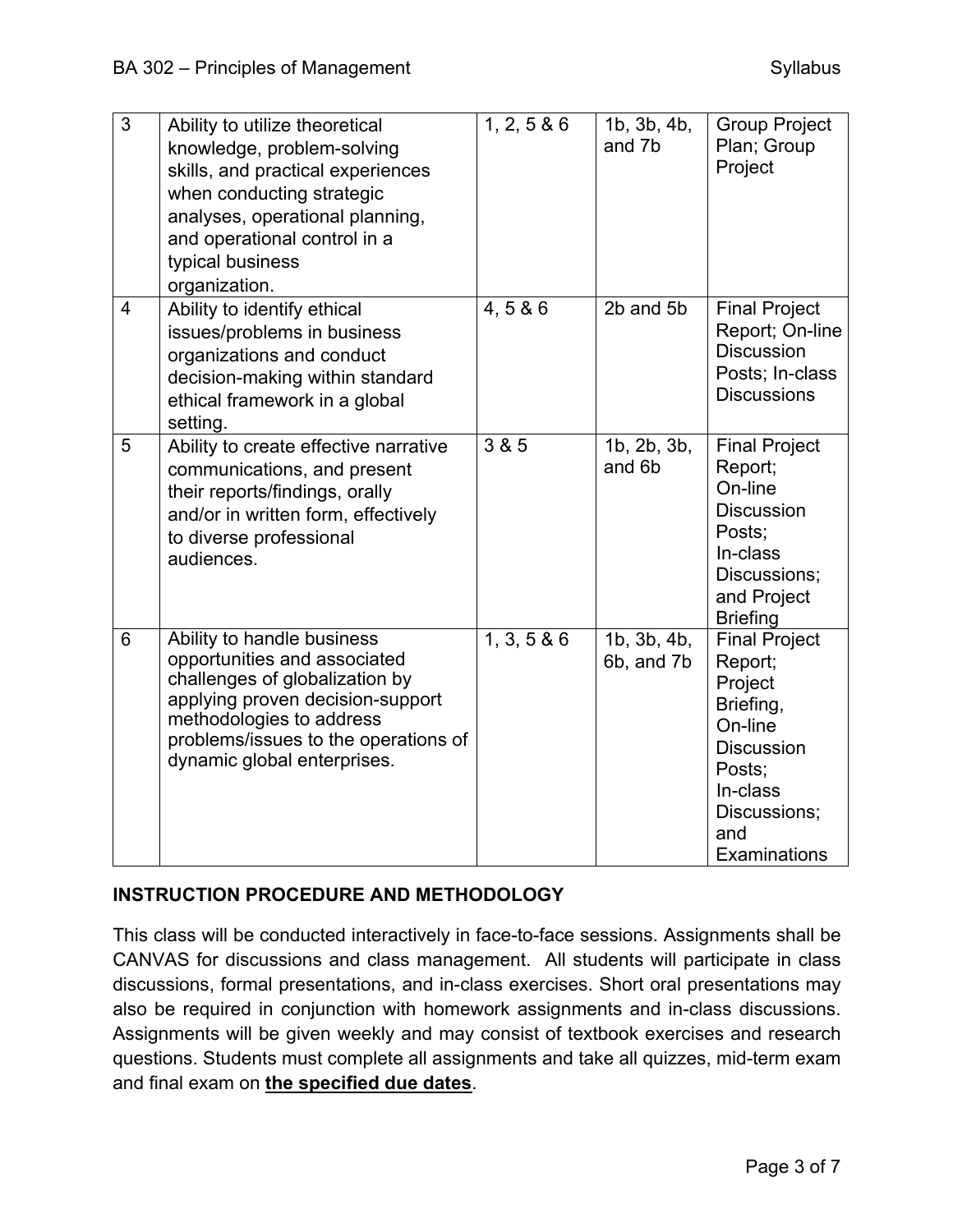| 3 | Ability to utilize theoretical knowledge, problem-solving skills, and practical experiences when conducting strategic analyses, operational planning, and operational control in a typical business organization. | 1, 2, 5 & 6 | 1b, 3b, 4b, and 7b | Group Project Plan; Group Project |
|---|---|---|---|---|
| 4 | Ability to identify ethical issues/problems in business organizations and conduct decision-making within standard ethical framework in a global setting. | 4, 5 & 6 | 2b and 5b | Final Project Report; On-line Discussion Posts; In-class Discussions |
| 5 | Ability to create effective narrative communications, and present their reports/findings, orally and/or in written form, effectively to diverse professional audiences. | 3 & 5 | 1b, 2b, 3b, and 6b | Final Project Report; On-line Discussion Posts; In-class Discussions; and Project Briefing |
| 6 | Ability to handle business opportunities and associated challenges of globalization by applying proven decision-support methodologies to address problems/issues to the operations of dynamic global enterprises. | 1, 3, 5 & 6 | 1b, 3b, 4b, 6b, and 7b | Final Project Report; Project Briefing, On-line Discussion Posts; In-class Discussions; and Examinations |

## INSTRUCTION PROCEDURE AND METHODOLOGY

This class will be conducted interactively in face-to-face sessions. Assignments shall be CANVAS for discussions and class management. All students will participate in class discussions, formal presentations, and in-class exercises. Short oral presentations may also be required in conjunction with homework assignments and in-class discussions. Assignments will be given weekly and may consist of textbook exercises and research questions. Students must complete all assignments and take all quizzes, mid-term exam and final exam on **the specified due dates**.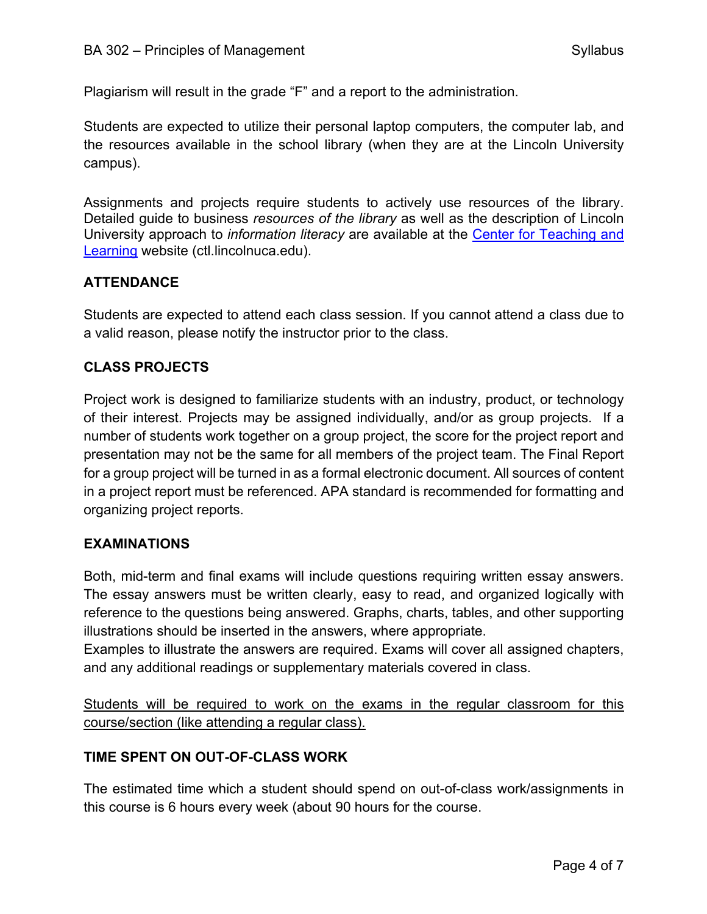Plagiarism will result in the grade "F" and a report to the administration.

Students are expected to utilize their personal laptop computers, the computer lab, and the resources available in the school library (when they are at the Lincoln University campus).

Assignments and projects require students to actively use resources of the library. Detailed guide to business *resources of the library* as well as the description of Lincoln University approach to *information literacy* are available at the [Center for Teaching and Learning](ctl.lincolnuca.edu) website (ctl.lincolnuca.edu).

## ATTENDANCE

Students are expected to attend each class session. If you cannot attend a class due to a valid reason, please notify the instructor prior to the class.

## CLASS PROJECTS

Project work is designed to familiarize students with an industry, product, or technology of their interest. Projects may be assigned individually, and/or as group projects. If a number of students work together on a group project, the score for the project report and presentation may not be the same for all members of the project team. The Final Report for a group project will be turned in as a formal electronic document. All sources of content in a project report must be referenced. APA standard is recommended for formatting and organizing project reports.

## EXAMINATIONS

Both, mid-term and final exams will include questions requiring written essay answers. The essay answers must be written clearly, easy to read, and organized logically with reference to the questions being answered. Graphs, charts, tables, and other supporting illustrations should be inserted in the answers, where appropriate.

Examples to illustrate the answers are required. Exams will cover all assigned chapters, and any additional readings or supplementary materials covered in class.

<u>Students will be required to work on the exams in the regular classroom for this course/section (like attending a regular class).</u>

## TIME SPENT ON OUT-OF-CLASS WORK

The estimated time which a student should spend on out-of-class work/assignments in this course is 6 hours every week (about 90 hours for the course.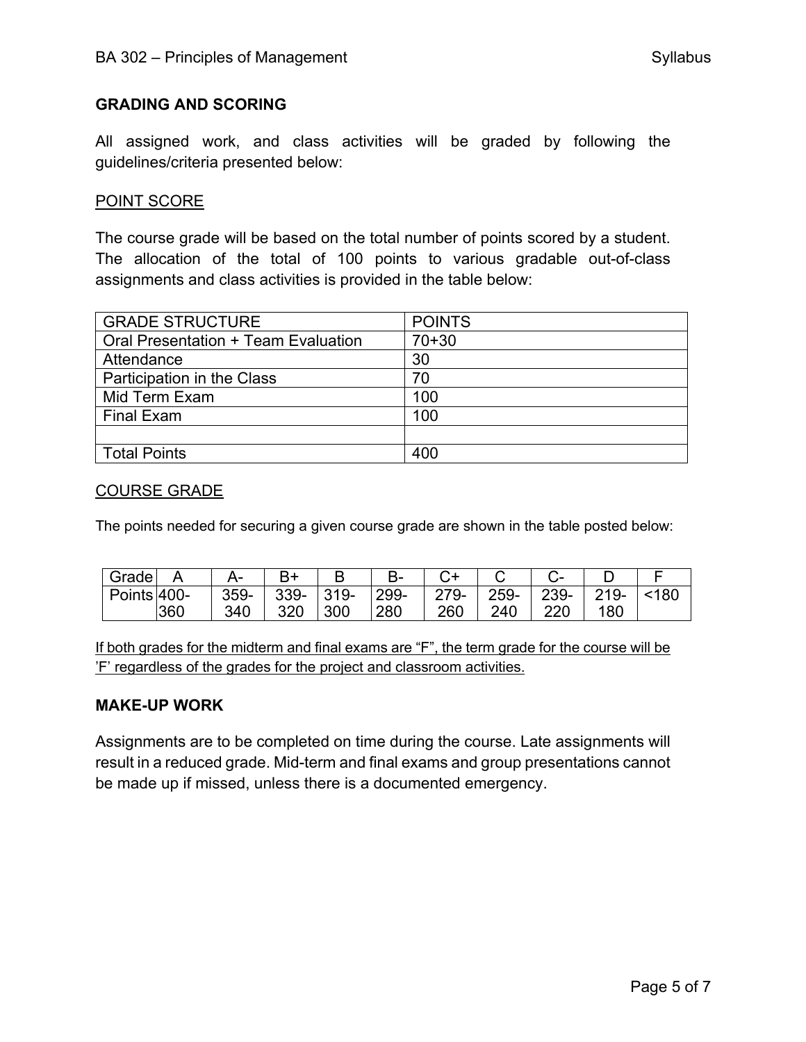## GRADING AND SCORING

All assigned work, and class activities will be graded by following the guidelines/criteria presented below:

### POINT SCORE

The course grade will be based on the total number of points scored by a student. The allocation of the total of 100 points to various gradable out-of-class assignments and class activities is provided in the table below:

| GRADE STRUCTURE | POINTS |
|---|---|
| Oral Presentation + Team Evaluation | 70+30 |
| Attendance | 30 |
| Participation in the Class | 70 |
| Mid Term Exam | 100 |
| Final Exam | 100 |
| | |
| Total Points | 400 |

### COURSE GRADE

The points needed for securing a given course grade are shown in the table posted below:

| Grade | A | A- | B+ | B | B- | C+ | C | C- | D | F |
|---|---|---|---|---|---|---|---|---|---|---|
| Points | 400-360 | 359-340 | 339-320 | 319-300 | 299-280 | 279-260 | 259-240 | 239-220 | 219-180 | <180 |

If both grades for the midterm and final exams are "F", the term grade for the course will be 'F' regardless of the grades for the project and classroom activities.

## MAKE-UP WORK

Assignments are to be completed on time during the course. Late assignments will result in a reduced grade. Mid-term and final exams and group presentations cannot be made up if missed, unless there is a documented emergency.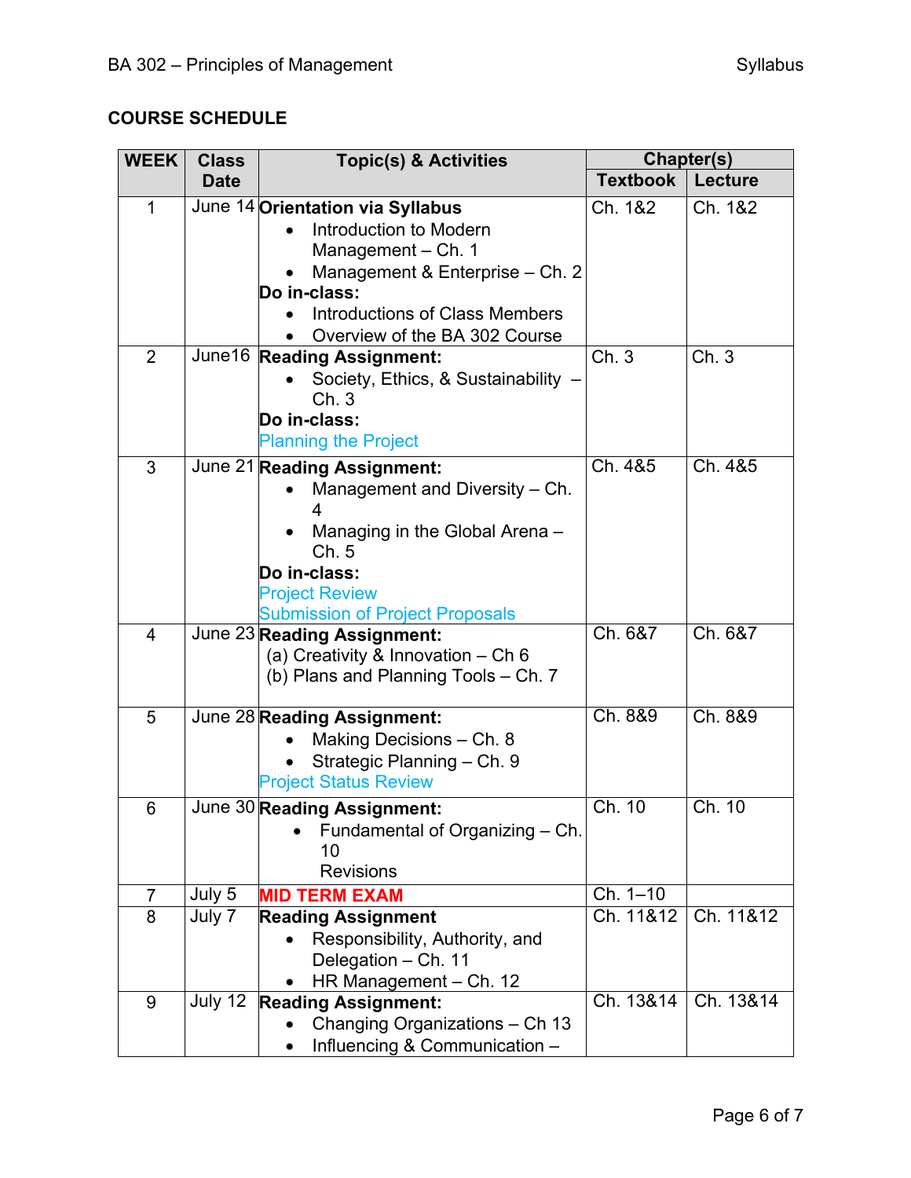## COURSE SCHEDULE

| WEEK | Class Date | Topic(s) & Activities | Chapter(s) | |
|---|---|---|---|---|
| | | | Textbook | Lecture |
| 1 | June 14 | **Orientation via Syllabus**<br>• Introduction to Modern Management – Ch. 1<br>• Management & Enterprise – Ch. 2<br>**Do in-class:**<br>• Introductions of Class Members<br>• Overview of the BA 302 Course | Ch. 1&2 | Ch. 1&2 |
| 2 | June16 | **Reading Assignment:**<br>• Society, Ethics, & Sustainability – Ch. 3<br>**Do in-class:**<br>Planning the Project | Ch. 3 | Ch. 3 |
| 3 | June 21 | **Reading Assignment:**<br>• Management and Diversity – Ch. 4<br>• Managing in the Global Arena – Ch. 5<br>**Do in-class:**<br>Project Review<br>Submission of Project Proposals | Ch. 4&5 | Ch. 4&5 |
| 4 | June 23 | **Reading Assignment:**<br>(a) Creativity & Innovation – Ch 6<br>(b) Plans and Planning Tools – Ch. 7 | Ch. 6&7 | Ch. 6&7 |
| 5 | June 28 | **Reading Assignment:**<br>• Making Decisions – Ch. 8<br>• Strategic Planning – Ch. 9<br>Project Status Review | Ch. 8&9 | Ch. 8&9 |
| 6 | June 30 | **Reading Assignment:**<br>• Fundamental of Organizing – Ch. 10<br>Revisions | Ch. 10 | Ch. 10 |
| 7 | July 5 | **MID TERM EXAM** | Ch. 1–10 | |
| 8 | July 7 | **Reading Assignment**<br>• Responsibility, Authority, and Delegation – Ch. 11<br>• HR Management – Ch. 12 | Ch. 11&12 | Ch. 11&12 |
| 9 | July 12 | **Reading Assignment:**<br>• Changing Organizations – Ch 13<br>• Influencing & Communication – | Ch. 13&14 | Ch. 13&14 |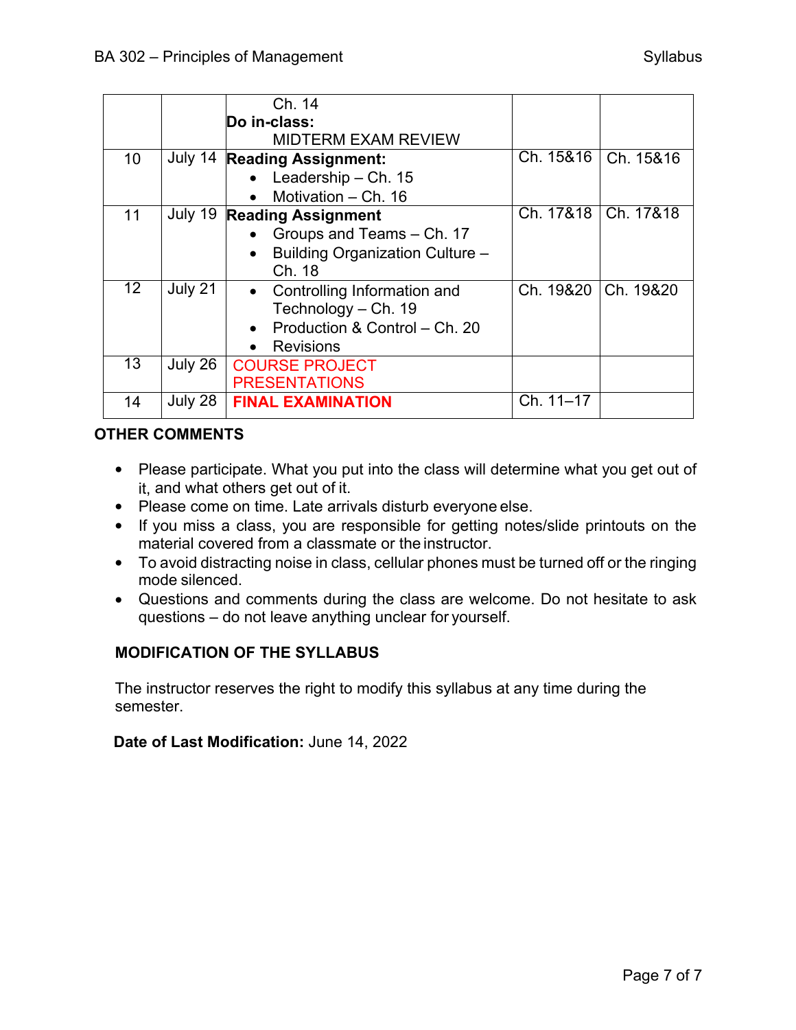| | | | | |
|---|---|---|---|---|
| | | Ch. 14<br>**Do in-class:**<br>MIDTERM EXAM REVIEW | | |
| 10 | July 14 | **Reading Assignment:**<br>• Leadership – Ch. 15<br>• Motivation – Ch. 16 | Ch. 15&16 | Ch. 15&16 |
| 11 | July 19 | **Reading Assignment**<br>• Groups and Teams – Ch. 17<br>• Building Organization Culture – Ch. 18 | Ch. 17&18 | Ch. 17&18 |
| 12 | July 21 | • Controlling Information and Technology – Ch. 19<br>• Production & Control – Ch. 20<br>• Revisions | Ch. 19&20 | Ch. 19&20 |
| 13 | July 26 | COURSE PROJECT PRESENTATIONS | | |
| 14 | July 28 | **FINAL EXAMINATION** | Ch. 11–17 | |

## OTHER COMMENTS

- Please participate. What you put into the class will determine what you get out of it, and what others get out of it.
- Please come on time. Late arrivals disturb everyone else.
- If you miss a class, you are responsible for getting notes/slide printouts on the material covered from a classmate or the instructor.
- To avoid distracting noise in class, cellular phones must be turned off or the ringing mode silenced.
- Questions and comments during the class are welcome. Do not hesitate to ask questions – do not leave anything unclear for yourself.

## MODIFICATION OF THE SYLLABUS

The instructor reserves the right to modify this syllabus at any time during the semester.

**Date of Last Modification:** June 14, 2022